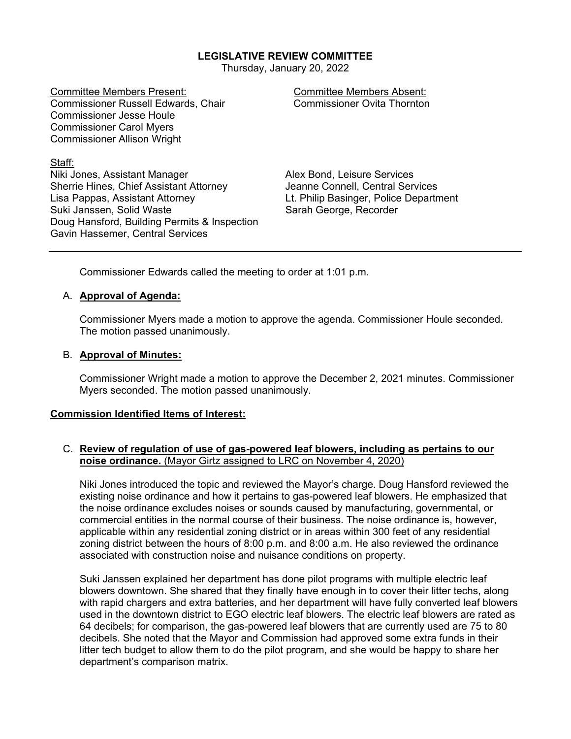# LEGISLATIVE REVIEW COMMITTEE

Thursday, January 20, 2022

Committee Members Present:
Commissioner Russell Edwards, Chair
Commissioner Jesse Houle
Commissioner Carol Myers
Commissioner Allison Wright

Committee Members Absent:
Commissioner Ovita Thornton

Staff:
Niki Jones, Assistant Manager
Sherrie Hines, Chief Assistant Attorney
Lisa Pappas, Assistant Attorney
Suki Janssen, Solid Waste
Doug Hansford, Building Permits & Inspection
Gavin Hassemer, Central Services
Alex Bond, Leisure Services
Jeanne Connell, Central Services
Lt. Philip Basinger, Police Department
Sarah George, Recorder

---

Commissioner Edwards called the meeting to order at 1:01 p.m.

A. **Approval of Agenda:**

Commissioner Myers made a motion to approve the agenda. Commissioner Houle seconded. The motion passed unanimously.

B. **Approval of Minutes:**

Commissioner Wright made a motion to approve the December 2, 2021 minutes. Commissioner Myers seconded. The motion passed unanimously.

**Commission Identified Items of Interest:**

C. **Review of regulation of use of gas-powered leaf blowers, including as pertains to our noise ordinance.** (Mayor Girtz assigned to LRC on November 4, 2020)

Niki Jones introduced the topic and reviewed the Mayor's charge. Doug Hansford reviewed the existing noise ordinance and how it pertains to gas-powered leaf blowers. He emphasized that the noise ordinance excludes noises or sounds caused by manufacturing, governmental, or commercial entities in the normal course of their business. The noise ordinance is, however, applicable within any residential zoning district or in areas within 300 feet of any residential zoning district between the hours of 8:00 p.m. and 8:00 a.m. He also reviewed the ordinance associated with construction noise and nuisance conditions on property.

Suki Janssen explained her department has done pilot programs with multiple electric leaf blowers downtown. She shared that they finally have enough in to cover their litter techs, along with rapid chargers and extra batteries, and her department will have fully converted leaf blowers used in the downtown district to EGO electric leaf blowers. The electric leaf blowers are rated as 64 decibels; for comparison, the gas-powered leaf blowers that are currently used are 75 to 80 decibels. She noted that the Mayor and Commission had approved some extra funds in their litter tech budget to allow them to do the pilot program, and she would be happy to share her department's comparison matrix.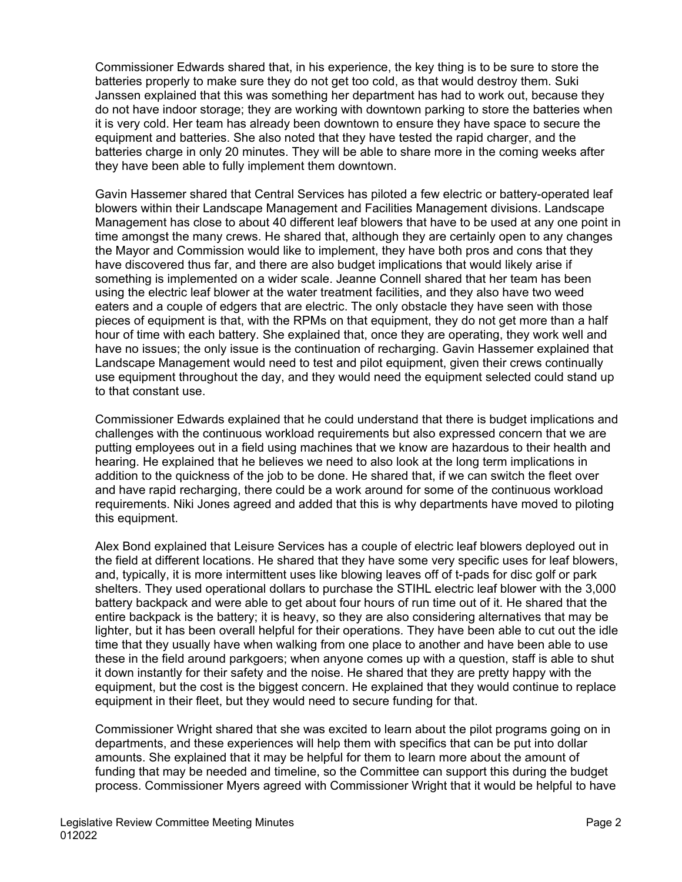Commissioner Edwards shared that, in his experience, the key thing is to be sure to store the batteries properly to make sure they do not get too cold, as that would destroy them. Suki Janssen explained that this was something her department has had to work out, because they do not have indoor storage; they are working with downtown parking to store the batteries when it is very cold. Her team has already been downtown to ensure they have space to secure the equipment and batteries. She also noted that they have tested the rapid charger, and the batteries charge in only 20 minutes. They will be able to share more in the coming weeks after they have been able to fully implement them downtown.

Gavin Hassemer shared that Central Services has piloted a few electric or battery-operated leaf blowers within their Landscape Management and Facilities Management divisions. Landscape Management has close to about 40 different leaf blowers that have to be used at any one point in time amongst the many crews. He shared that, although they are certainly open to any changes the Mayor and Commission would like to implement, they have both pros and cons that they have discovered thus far, and there are also budget implications that would likely arise if something is implemented on a wider scale. Jeanne Connell shared that her team has been using the electric leaf blower at the water treatment facilities, and they also have two weed eaters and a couple of edgers that are electric. The only obstacle they have seen with those pieces of equipment is that, with the RPMs on that equipment, they do not get more than a half hour of time with each battery. She explained that, once they are operating, they work well and have no issues; the only issue is the continuation of recharging. Gavin Hassemer explained that Landscape Management would need to test and pilot equipment, given their crews continually use equipment throughout the day, and they would need the equipment selected could stand up to that constant use.

Commissioner Edwards explained that he could understand that there is budget implications and challenges with the continuous workload requirements but also expressed concern that we are putting employees out in a field using machines that we know are hazardous to their health and hearing. He explained that he believes we need to also look at the long term implications in addition to the quickness of the job to be done. He shared that, if we can switch the fleet over and have rapid recharging, there could be a work around for some of the continuous workload requirements. Niki Jones agreed and added that this is why departments have moved to piloting this equipment.

Alex Bond explained that Leisure Services has a couple of electric leaf blowers deployed out in the field at different locations. He shared that they have some very specific uses for leaf blowers, and, typically, it is more intermittent uses like blowing leaves off of t-pads for disc golf or park shelters. They used operational dollars to purchase the STIHL electric leaf blower with the 3,000 battery backpack and were able to get about four hours of run time out of it. He shared that the entire backpack is the battery; it is heavy, so they are also considering alternatives that may be lighter, but it has been overall helpful for their operations. They have been able to cut out the idle time that they usually have when walking from one place to another and have been able to use these in the field around parkgoers; when anyone comes up with a question, staff is able to shut it down instantly for their safety and the noise. He shared that they are pretty happy with the equipment, but the cost is the biggest concern. He explained that they would continue to replace equipment in their fleet, but they would need to secure funding for that.

Commissioner Wright shared that she was excited to learn about the pilot programs going on in departments, and these experiences will help them with specifics that can be put into dollar amounts. She explained that it may be helpful for them to learn more about the amount of funding that may be needed and timeline, so the Committee can support this during the budget process. Commissioner Myers agreed with Commissioner Wright that it would be helpful to have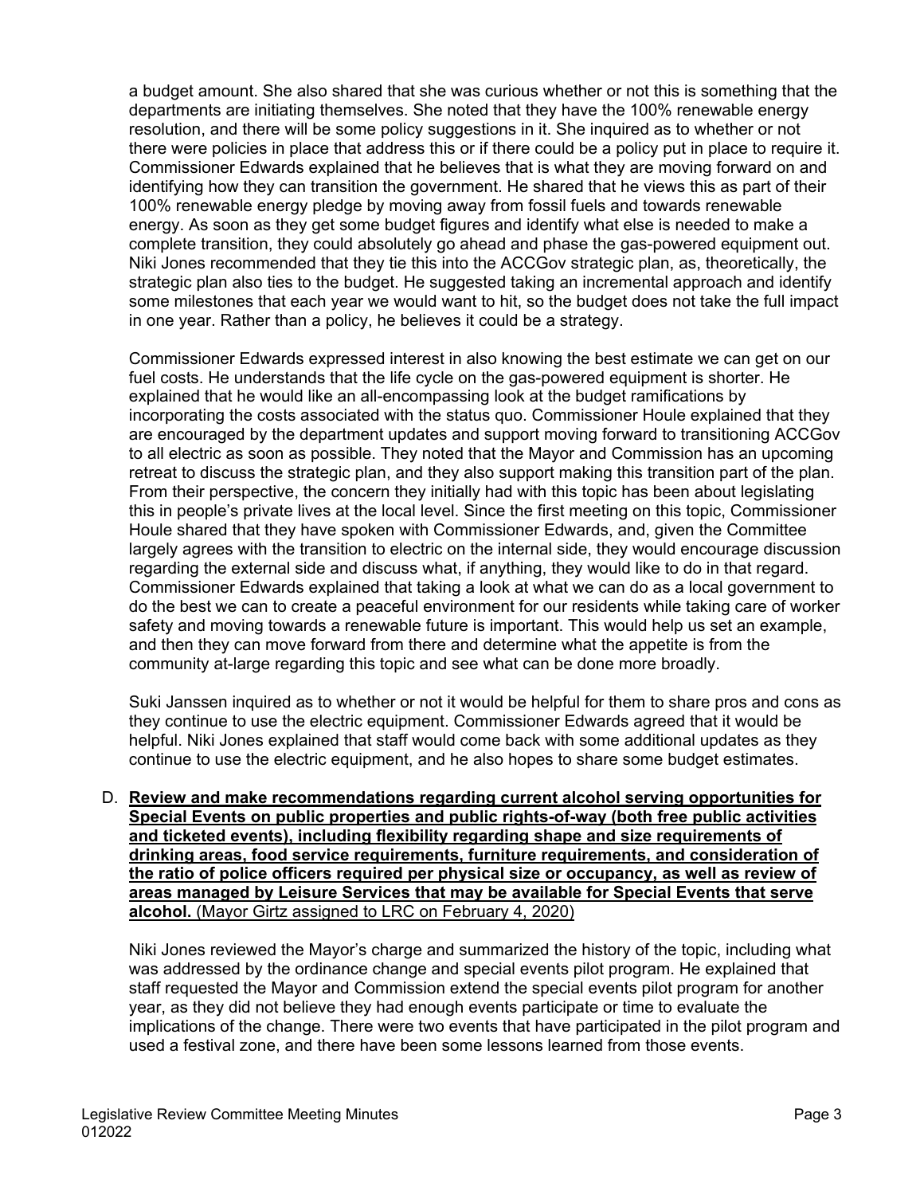a budget amount. She also shared that she was curious whether or not this is something that the departments are initiating themselves. She noted that they have the 100% renewable energy resolution, and there will be some policy suggestions in it. She inquired as to whether or not there were policies in place that address this or if there could be a policy put in place to require it. Commissioner Edwards explained that he believes that is what they are moving forward on and identifying how they can transition the government. He shared that he views this as part of their 100% renewable energy pledge by moving away from fossil fuels and towards renewable energy. As soon as they get some budget figures and identify what else is needed to make a complete transition, they could absolutely go ahead and phase the gas-powered equipment out. Niki Jones recommended that they tie this into the ACCGov strategic plan, as, theoretically, the strategic plan also ties to the budget. He suggested taking an incremental approach and identify some milestones that each year we would want to hit, so the budget does not take the full impact in one year. Rather than a policy, he believes it could be a strategy.

Commissioner Edwards expressed interest in also knowing the best estimate we can get on our fuel costs. He understands that the life cycle on the gas-powered equipment is shorter. He explained that he would like an all-encompassing look at the budget ramifications by incorporating the costs associated with the status quo. Commissioner Houle explained that they are encouraged by the department updates and support moving forward to transitioning ACCGov to all electric as soon as possible. They noted that the Mayor and Commission has an upcoming retreat to discuss the strategic plan, and they also support making this transition part of the plan. From their perspective, the concern they initially had with this topic has been about legislating this in people's private lives at the local level. Since the first meeting on this topic, Commissioner Houle shared that they have spoken with Commissioner Edwards, and, given the Committee largely agrees with the transition to electric on the internal side, they would encourage discussion regarding the external side and discuss what, if anything, they would like to do in that regard. Commissioner Edwards explained that taking a look at what we can do as a local government to do the best we can to create a peaceful environment for our residents while taking care of worker safety and moving towards a renewable future is important. This would help us set an example, and then they can move forward from there and determine what the appetite is from the community at-large regarding this topic and see what can be done more broadly.

Suki Janssen inquired as to whether or not it would be helpful for them to share pros and cons as they continue to use the electric equipment. Commissioner Edwards agreed that it would be helpful. Niki Jones explained that staff would come back with some additional updates as they continue to use the electric equipment, and he also hopes to share some budget estimates.

D. **Review and make recommendations regarding current alcohol serving opportunities for Special Events on public properties and public rights-of-way (both free public activities and ticketed events), including flexibility regarding shape and size requirements of drinking areas, food service requirements, furniture requirements, and consideration of the ratio of police officers required per physical size or occupancy, as well as review of areas managed by Leisure Services that may be available for Special Events that serve alcohol.** (Mayor Girtz assigned to LRC on February 4, 2020)

Niki Jones reviewed the Mayor's charge and summarized the history of the topic, including what was addressed by the ordinance change and special events pilot program. He explained that staff requested the Mayor and Commission extend the special events pilot program for another year, as they did not believe they had enough events participate or time to evaluate the implications of the change. There were two events that have participated in the pilot program and used a festival zone, and there have been some lessons learned from those events.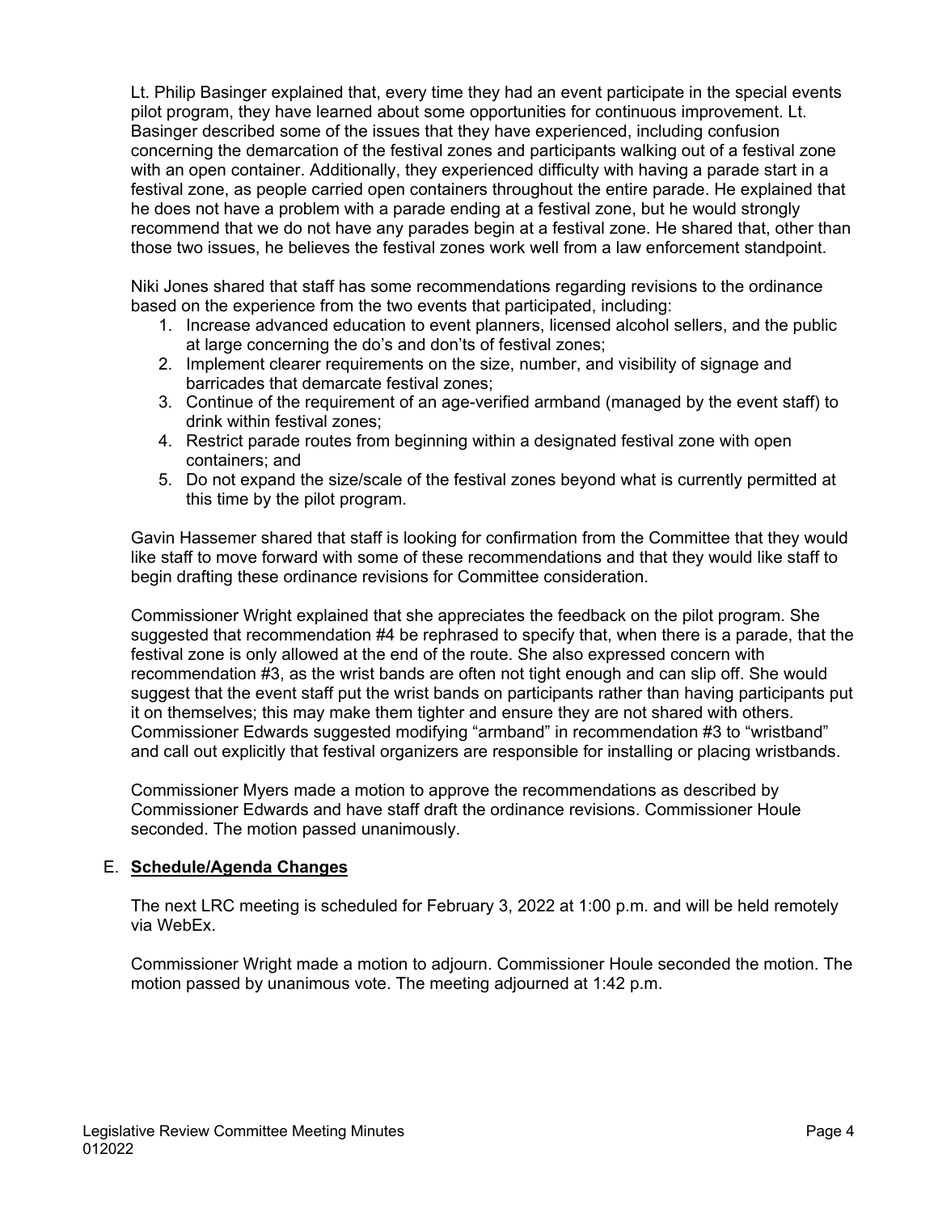Lt. Philip Basinger explained that, every time they had an event participate in the special events pilot program, they have learned about some opportunities for continuous improvement. Lt. Basinger described some of the issues that they have experienced, including confusion concerning the demarcation of the festival zones and participants walking out of a festival zone with an open container. Additionally, they experienced difficulty with having a parade start in a festival zone, as people carried open containers throughout the entire parade. He explained that he does not have a problem with a parade ending at a festival zone, but he would strongly recommend that we do not have any parades begin at a festival zone. He shared that, other than those two issues, he believes the festival zones work well from a law enforcement standpoint.

Niki Jones shared that staff has some recommendations regarding revisions to the ordinance based on the experience from the two events that participated, including:

1. Increase advanced education to event planners, licensed alcohol sellers, and the public at large concerning the do's and don'ts of festival zones;
2. Implement clearer requirements on the size, number, and visibility of signage and barricades that demarcate festival zones;
3. Continue of the requirement of an age-verified armband (managed by the event staff) to drink within festival zones;
4. Restrict parade routes from beginning within a designated festival zone with open containers; and
5. Do not expand the size/scale of the festival zones beyond what is currently permitted at this time by the pilot program.

Gavin Hassemer shared that staff is looking for confirmation from the Committee that they would like staff to move forward with some of these recommendations and that they would like staff to begin drafting these ordinance revisions for Committee consideration.

Commissioner Wright explained that she appreciates the feedback on the pilot program. She suggested that recommendation #4 be rephrased to specify that, when there is a parade, that the festival zone is only allowed at the end of the route. She also expressed concern with recommendation #3, as the wrist bands are often not tight enough and can slip off. She would suggest that the event staff put the wrist bands on participants rather than having participants put it on themselves; this may make them tighter and ensure they are not shared with others. Commissioner Edwards suggested modifying "armband" in recommendation #3 to "wristband" and call out explicitly that festival organizers are responsible for installing or placing wristbands.

Commissioner Myers made a motion to approve the recommendations as described by Commissioner Edwards and have staff draft the ordinance revisions. Commissioner Houle seconded. The motion passed unanimously.

## E. **Schedule/Agenda Changes**

The next LRC meeting is scheduled for February 3, 2022 at 1:00 p.m. and will be held remotely via WebEx.

Commissioner Wright made a motion to adjourn. Commissioner Houle seconded the motion. The motion passed by unanimous vote. The meeting adjourned at 1:42 p.m.